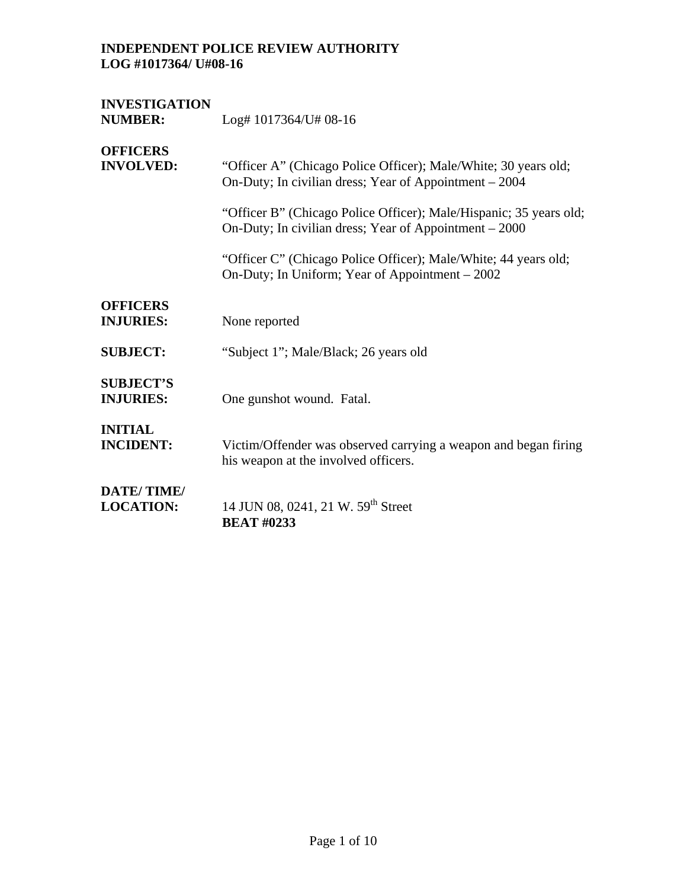**INDEPENDENT POLICE REVIEW AUTHORITY**
**LOG #1017364/ U#08-16**

| | |
|---|---|
| **INVESTIGATION NUMBER:** | Log# 1017364/U# 08-16 |
| **OFFICERS INVOLVED:** | "Officer A" (Chicago Police Officer); Male/White; 30 years old; On-Duty; In civilian dress; Year of Appointment – 2004<br><br>"Officer B" (Chicago Police Officer); Male/Hispanic; 35 years old; On-Duty; In civilian dress; Year of Appointment – 2000<br><br>"Officer C" (Chicago Police Officer); Male/White; 44 years old; On-Duty; In Uniform; Year of Appointment – 2002 |
| **OFFICERS INJURIES:** | None reported |
| **SUBJECT:** | "Subject 1"; Male/Black; 26 years old |
| **SUBJECT'S INJURIES:** | One gunshot wound. Fatal. |
| **INITIAL INCIDENT:** | Victim/Offender was observed carrying a weapon and began firing his weapon at the involved officers. |
| **DATE/ TIME/ LOCATION:** | 14 JUN 08, 0241, 21 W. 59th Street<br>**BEAT #0233** |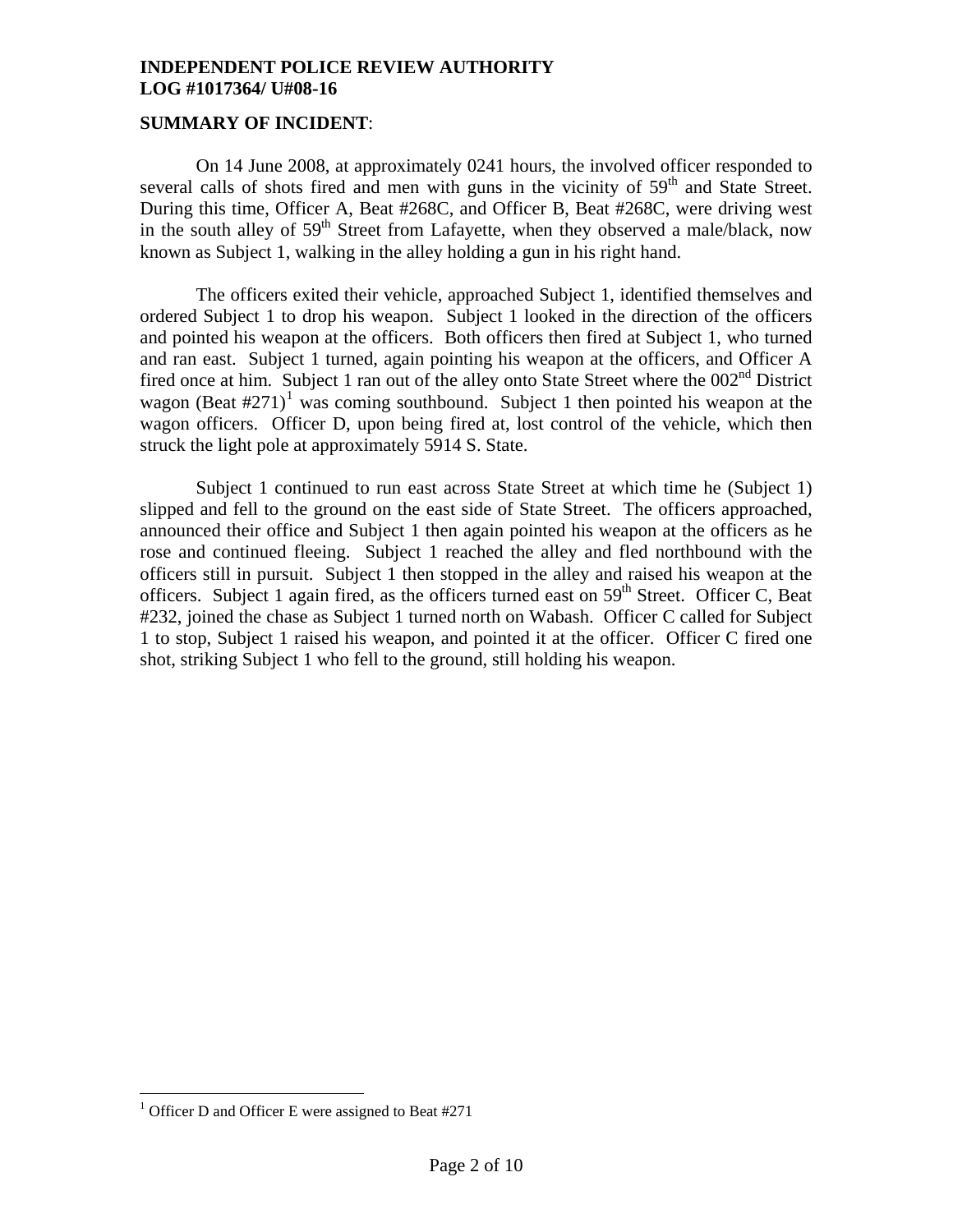**INDEPENDENT POLICE REVIEW AUTHORITY**
**LOG #1017364/ U#08-16**

**SUMMARY OF INCIDENT**:

On 14 June 2008, at approximately 0241 hours, the involved officer responded to several calls of shots fired and men with guns in the vicinity of 59th and State Street. During this time, Officer A, Beat #268C, and Officer B, Beat #268C, were driving west in the south alley of 59th Street from Lafayette, when they observed a male/black, now known as Subject 1, walking in the alley holding a gun in his right hand.

The officers exited their vehicle, approached Subject 1, identified themselves and ordered Subject 1 to drop his weapon. Subject 1 looked in the direction of the officers and pointed his weapon at the officers. Both officers then fired at Subject 1, who turned and ran east. Subject 1 turned, again pointing his weapon at the officers, and Officer A fired once at him. Subject 1 ran out of the alley onto State Street where the 002nd District wagon (Beat #271)[1] was coming southbound. Subject 1 then pointed his weapon at the wagon officers. Officer D, upon being fired at, lost control of the vehicle, which then struck the light pole at approximately 5914 S. State.

Subject 1 continued to run east across State Street at which time he (Subject 1) slipped and fell to the ground on the east side of State Street. The officers approached, announced their office and Subject 1 then again pointed his weapon at the officers as he rose and continued fleeing. Subject 1 reached the alley and fled northbound with the officers still in pursuit. Subject 1 then stopped in the alley and raised his weapon at the officers. Subject 1 again fired, as the officers turned east on 59th Street. Officer C, Beat #232, joined the chase as Subject 1 turned north on Wabash. Officer C called for Subject 1 to stop, Subject 1 raised his weapon, and pointed it at the officer. Officer C fired one shot, striking Subject 1 who fell to the ground, still holding his weapon.

---

[1] Officer D and Officer E were assigned to Beat #271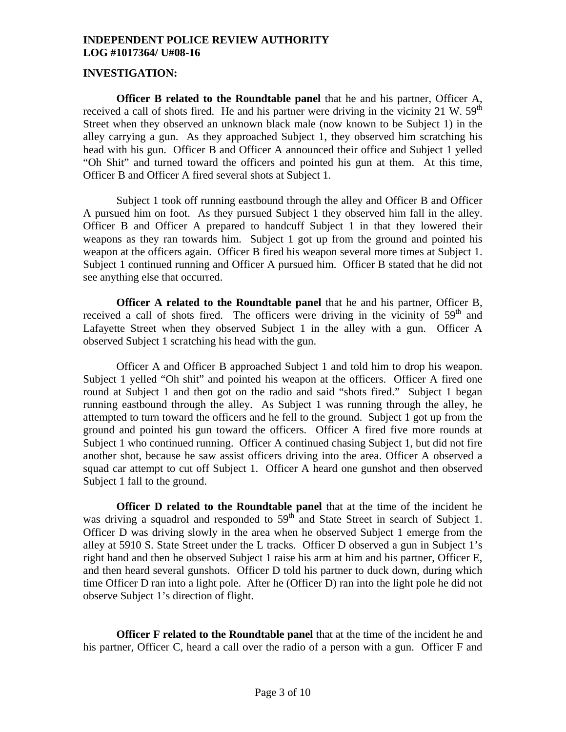**INDEPENDENT POLICE REVIEW AUTHORITY**
**LOG #1017364/ U#08-16**

**INVESTIGATION:**

**Officer B related to the Roundtable panel** that he and his partner, Officer A, received a call of shots fired. He and his partner were driving in the vicinity 21 W. 59th Street when they observed an unknown black male (now known to be Subject 1) in the alley carrying a gun. As they approached Subject 1, they observed him scratching his head with his gun. Officer B and Officer A announced their office and Subject 1 yelled "Oh Shit" and turned toward the officers and pointed his gun at them. At this time, Officer B and Officer A fired several shots at Subject 1.

Subject 1 took off running eastbound through the alley and Officer B and Officer A pursued him on foot. As they pursued Subject 1 they observed him fall in the alley. Officer B and Officer A prepared to handcuff Subject 1 in that they lowered their weapons as they ran towards him. Subject 1 got up from the ground and pointed his weapon at the officers again. Officer B fired his weapon several more times at Subject 1. Subject 1 continued running and Officer A pursued him. Officer B stated that he did not see anything else that occurred.

**Officer A related to the Roundtable panel** that he and his partner, Officer B, received a call of shots fired. The officers were driving in the vicinity of 59th and Lafayette Street when they observed Subject 1 in the alley with a gun. Officer A observed Subject 1 scratching his head with the gun.

Officer A and Officer B approached Subject 1 and told him to drop his weapon. Subject 1 yelled "Oh shit" and pointed his weapon at the officers. Officer A fired one round at Subject 1 and then got on the radio and said "shots fired." Subject 1 began running eastbound through the alley. As Subject 1 was running through the alley, he attempted to turn toward the officers and he fell to the ground. Subject 1 got up from the ground and pointed his gun toward the officers. Officer A fired five more rounds at Subject 1 who continued running. Officer A continued chasing Subject 1, but did not fire another shot, because he saw assist officers driving into the area. Officer A observed a squad car attempt to cut off Subject 1. Officer A heard one gunshot and then observed Subject 1 fall to the ground.

**Officer D related to the Roundtable panel** that at the time of the incident he was driving a squadrol and responded to 59th and State Street in search of Subject 1. Officer D was driving slowly in the area when he observed Subject 1 emerge from the alley at 5910 S. State Street under the L tracks. Officer D observed a gun in Subject 1's right hand and then he observed Subject 1 raise his arm at him and his partner, Officer E, and then heard several gunshots. Officer D told his partner to duck down, during which time Officer D ran into a light pole. After he (Officer D) ran into the light pole he did not observe Subject 1's direction of flight.

**Officer F related to the Roundtable panel** that at the time of the incident he and his partner, Officer C, heard a call over the radio of a person with a gun. Officer F and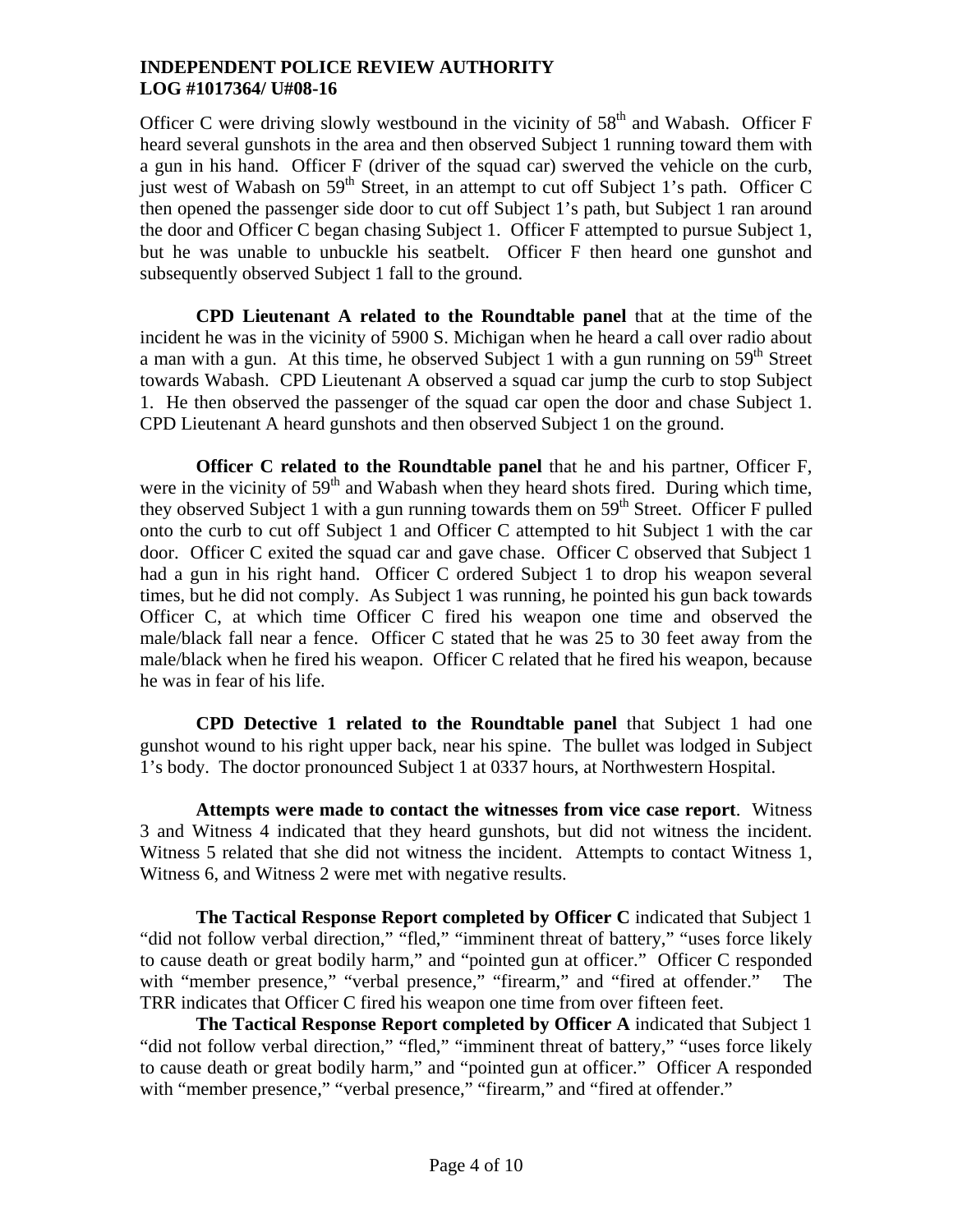Officer C were driving slowly westbound in the vicinity of 58th and Wabash. Officer F heard several gunshots in the area and then observed Subject 1 running toward them with a gun in his hand. Officer F (driver of the squad car) swerved the vehicle on the curb, just west of Wabash on 59th Street, in an attempt to cut off Subject 1's path. Officer C then opened the passenger side door to cut off Subject 1's path, but Subject 1 ran around the door and Officer C began chasing Subject 1. Officer F attempted to pursue Subject 1, but he was unable to unbuckle his seatbelt. Officer F then heard one gunshot and subsequently observed Subject 1 fall to the ground.

**CPD Lieutenant A related to the Roundtable panel** that at the time of the incident he was in the vicinity of 5900 S. Michigan when he heard a call over radio about a man with a gun. At this time, he observed Subject 1 with a gun running on 59th Street towards Wabash. CPD Lieutenant A observed a squad car jump the curb to stop Subject 1. He then observed the passenger of the squad car open the door and chase Subject 1. CPD Lieutenant A heard gunshots and then observed Subject 1 on the ground.

**Officer C related to the Roundtable panel** that he and his partner, Officer F, were in the vicinity of 59th and Wabash when they heard shots fired. During which time, they observed Subject 1 with a gun running towards them on 59th Street. Officer F pulled onto the curb to cut off Subject 1 and Officer C attempted to hit Subject 1 with the car door. Officer C exited the squad car and gave chase. Officer C observed that Subject 1 had a gun in his right hand. Officer C ordered Subject 1 to drop his weapon several times, but he did not comply. As Subject 1 was running, he pointed his gun back towards Officer C, at which time Officer C fired his weapon one time and observed the male/black fall near a fence. Officer C stated that he was 25 to 30 feet away from the male/black when he fired his weapon. Officer C related that he fired his weapon, because he was in fear of his life.

**CPD Detective 1 related to the Roundtable panel** that Subject 1 had one gunshot wound to his right upper back, near his spine. The bullet was lodged in Subject 1's body. The doctor pronounced Subject 1 at 0337 hours, at Northwestern Hospital.

**Attempts were made to contact the witnesses from vice case report**. Witness 3 and Witness 4 indicated that they heard gunshots, but did not witness the incident. Witness 5 related that she did not witness the incident. Attempts to contact Witness 1, Witness 6, and Witness 2 were met with negative results.

**The Tactical Response Report completed by Officer C** indicated that Subject 1 "did not follow verbal direction," "fled," "imminent threat of battery," "uses force likely to cause death or great bodily harm," and "pointed gun at officer." Officer C responded with "member presence," "verbal presence," "firearm," and "fired at offender." The TRR indicates that Officer C fired his weapon one time from over fifteen feet.

**The Tactical Response Report completed by Officer A** indicated that Subject 1 "did not follow verbal direction," "fled," "imminent threat of battery," "uses force likely to cause death or great bodily harm," and "pointed gun at officer." Officer A responded with "member presence," "verbal presence," "firearm," and "fired at offender."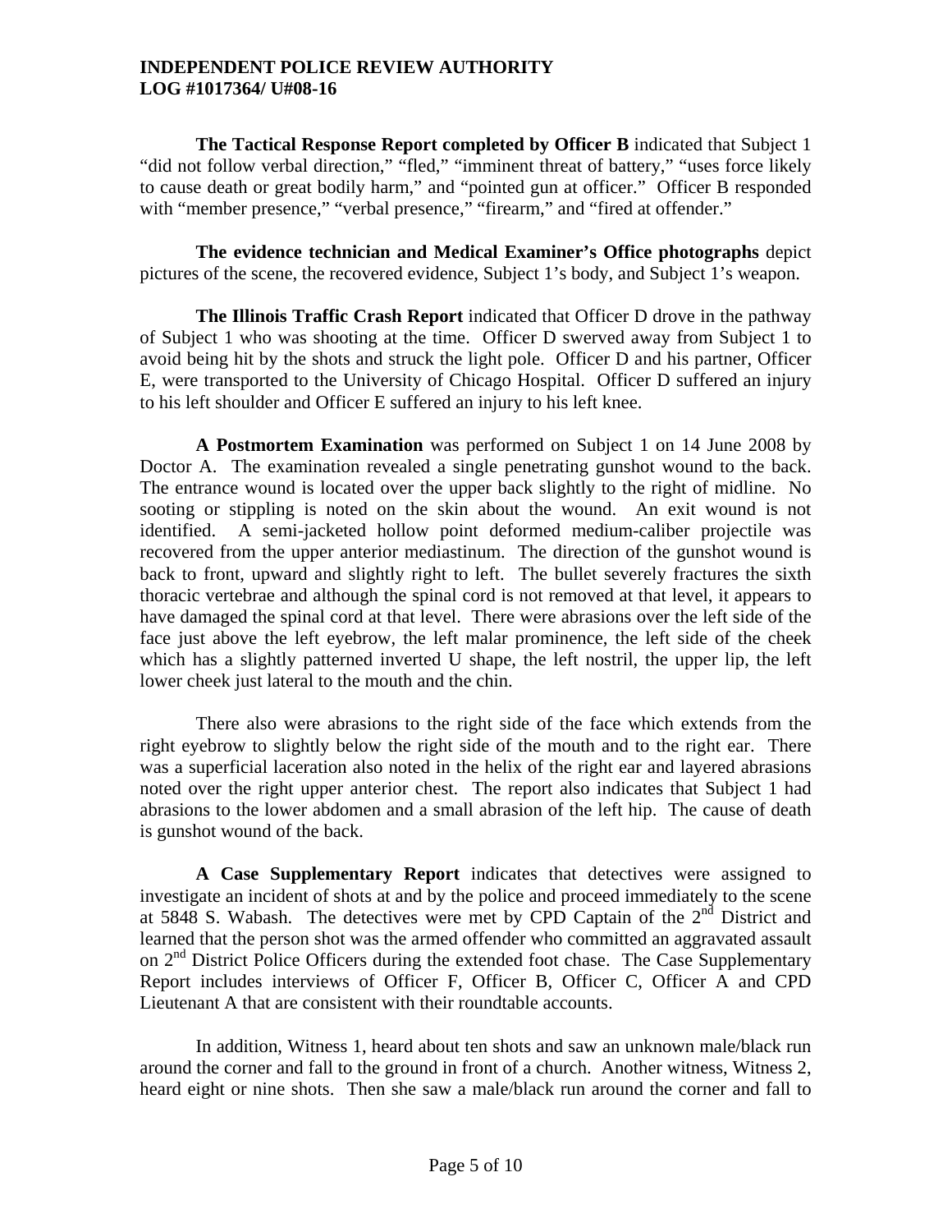**The Tactical Response Report completed by Officer B** indicated that Subject 1 "did not follow verbal direction," "fled," "imminent threat of battery," "uses force likely to cause death or great bodily harm," and "pointed gun at officer." Officer B responded with "member presence," "verbal presence," "firearm," and "fired at offender."

**The evidence technician and Medical Examiner's Office photographs** depict pictures of the scene, the recovered evidence, Subject 1's body, and Subject 1's weapon.

**The Illinois Traffic Crash Report** indicated that Officer D drove in the pathway of Subject 1 who was shooting at the time. Officer D swerved away from Subject 1 to avoid being hit by the shots and struck the light pole. Officer D and his partner, Officer E, were transported to the University of Chicago Hospital. Officer D suffered an injury to his left shoulder and Officer E suffered an injury to his left knee.

**A Postmortem Examination** was performed on Subject 1 on 14 June 2008 by Doctor A. The examination revealed a single penetrating gunshot wound to the back. The entrance wound is located over the upper back slightly to the right of midline. No sooting or stippling is noted on the skin about the wound. An exit wound is not identified. A semi-jacketed hollow point deformed medium-caliber projectile was recovered from the upper anterior mediastinum. The direction of the gunshot wound is back to front, upward and slightly right to left. The bullet severely fractures the sixth thoracic vertebrae and although the spinal cord is not removed at that level, it appears to have damaged the spinal cord at that level. There were abrasions over the left side of the face just above the left eyebrow, the left malar prominence, the left side of the cheek which has a slightly patterned inverted U shape, the left nostril, the upper lip, the left lower cheek just lateral to the mouth and the chin.

There also were abrasions to the right side of the face which extends from the right eyebrow to slightly below the right side of the mouth and to the right ear. There was a superficial laceration also noted in the helix of the right ear and layered abrasions noted over the right upper anterior chest. The report also indicates that Subject 1 had abrasions to the lower abdomen and a small abrasion of the left hip. The cause of death is gunshot wound of the back.

**A Case Supplementary Report** indicates that detectives were assigned to investigate an incident of shots at and by the police and proceed immediately to the scene at 5848 S. Wabash. The detectives were met by CPD Captain of the 2nd District and learned that the person shot was the armed offender who committed an aggravated assault on 2nd District Police Officers during the extended foot chase. The Case Supplementary Report includes interviews of Officer F, Officer B, Officer C, Officer A and CPD Lieutenant A that are consistent with their roundtable accounts.

In addition, Witness 1, heard about ten shots and saw an unknown male/black run around the corner and fall to the ground in front of a church. Another witness, Witness 2, heard eight or nine shots. Then she saw a male/black run around the corner and fall to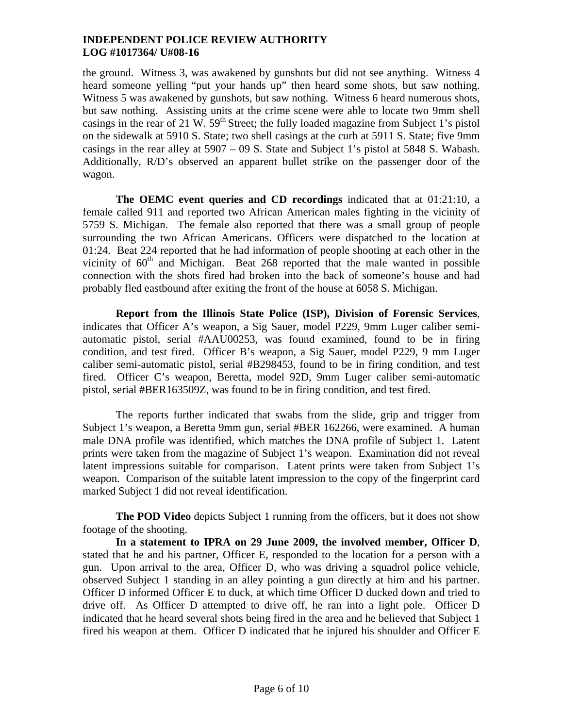the ground. Witness 3, was awakened by gunshots but did not see anything. Witness 4 heard someone yelling "put your hands up" then heard some shots, but saw nothing. Witness 5 was awakened by gunshots, but saw nothing. Witness 6 heard numerous shots, but saw nothing. Assisting units at the crime scene were able to locate two 9mm shell casings in the rear of 21 W. 59th Street; the fully loaded magazine from Subject 1's pistol on the sidewalk at 5910 S. State; two shell casings at the curb at 5911 S. State; five 9mm casings in the rear alley at 5907 – 09 S. State and Subject 1's pistol at 5848 S. Wabash. Additionally, R/D's observed an apparent bullet strike on the passenger door of the wagon.

**The OEMC event queries and CD recordings** indicated that at 01:21:10, a female called 911 and reported two African American males fighting in the vicinity of 5759 S. Michigan. The female also reported that there was a small group of people surrounding the two African Americans. Officers were dispatched to the location at 01:24. Beat 224 reported that he had information of people shooting at each other in the vicinity of 60th and Michigan. Beat 268 reported that the male wanted in possible connection with the shots fired had broken into the back of someone's house and had probably fled eastbound after exiting the front of the house at 6058 S. Michigan.

**Report from the Illinois State Police (ISP), Division of Forensic Services**, indicates that Officer A's weapon, a Sig Sauer, model P229, 9mm Luger caliber semi-automatic pistol, serial #AAU00253, was found examined, found to be in firing condition, and test fired. Officer B's weapon, a Sig Sauer, model P229, 9 mm Luger caliber semi-automatic pistol, serial #B298453, found to be in firing condition, and test fired. Officer C's weapon, Beretta, model 92D, 9mm Luger caliber semi-automatic pistol, serial #BER163509Z, was found to be in firing condition, and test fired.

The reports further indicated that swabs from the slide, grip and trigger from Subject 1's weapon, a Beretta 9mm gun, serial #BER 162266, were examined. A human male DNA profile was identified, which matches the DNA profile of Subject 1. Latent prints were taken from the magazine of Subject 1's weapon. Examination did not reveal latent impressions suitable for comparison. Latent prints were taken from Subject 1's weapon. Comparison of the suitable latent impression to the copy of the fingerprint card marked Subject 1 did not reveal identification.

**The POD Video** depicts Subject 1 running from the officers, but it does not show footage of the shooting.

**In a statement to IPRA on 29 June 2009, the involved member, Officer D**, stated that he and his partner, Officer E, responded to the location for a person with a gun. Upon arrival to the area, Officer D, who was driving a squadrol police vehicle, observed Subject 1 standing in an alley pointing a gun directly at him and his partner. Officer D informed Officer E to duck, at which time Officer D ducked down and tried to drive off. As Officer D attempted to drive off, he ran into a light pole. Officer D indicated that he heard several shots being fired in the area and he believed that Subject 1 fired his weapon at them. Officer D indicated that he injured his shoulder and Officer E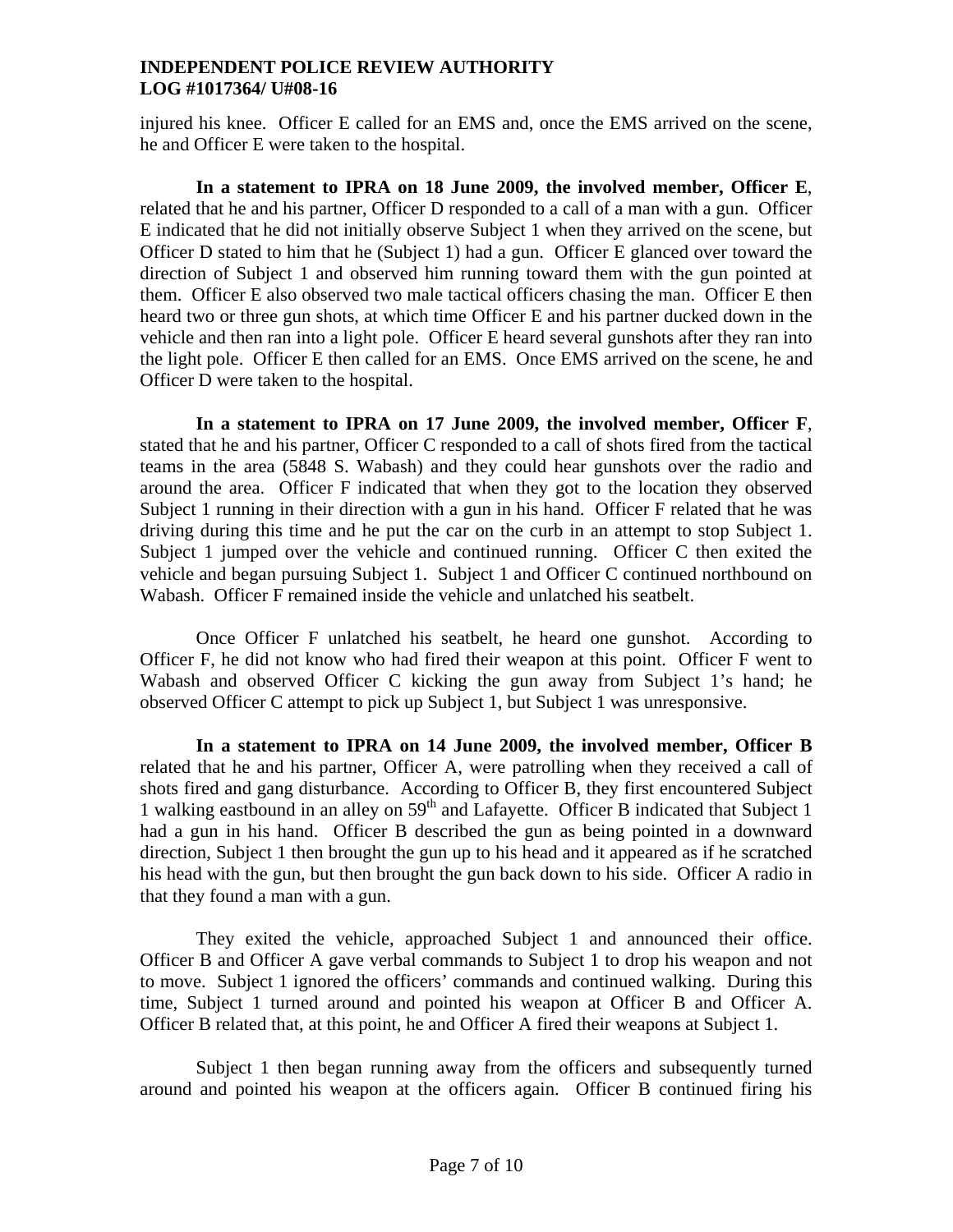injured his knee. Officer E called for an EMS and, once the EMS arrived on the scene, he and Officer E were taken to the hospital.

**In a statement to IPRA on 18 June 2009, the involved member, Officer E**, related that he and his partner, Officer D responded to a call of a man with a gun. Officer E indicated that he did not initially observe Subject 1 when they arrived on the scene, but Officer D stated to him that he (Subject 1) had a gun. Officer E glanced over toward the direction of Subject 1 and observed him running toward them with the gun pointed at them. Officer E also observed two male tactical officers chasing the man. Officer E then heard two or three gun shots, at which time Officer E and his partner ducked down in the vehicle and then ran into a light pole. Officer E heard several gunshots after they ran into the light pole. Officer E then called for an EMS. Once EMS arrived on the scene, he and Officer D were taken to the hospital.

**In a statement to IPRA on 17 June 2009, the involved member, Officer F**, stated that he and his partner, Officer C responded to a call of shots fired from the tactical teams in the area (5848 S. Wabash) and they could hear gunshots over the radio and around the area. Officer F indicated that when they got to the location they observed Subject 1 running in their direction with a gun in his hand. Officer F related that he was driving during this time and he put the car on the curb in an attempt to stop Subject 1. Subject 1 jumped over the vehicle and continued running. Officer C then exited the vehicle and began pursuing Subject 1. Subject 1 and Officer C continued northbound on Wabash. Officer F remained inside the vehicle and unlatched his seatbelt.

Once Officer F unlatched his seatbelt, he heard one gunshot. According to Officer F, he did not know who had fired their weapon at this point. Officer F went to Wabash and observed Officer C kicking the gun away from Subject 1's hand; he observed Officer C attempt to pick up Subject 1, but Subject 1 was unresponsive.

**In a statement to IPRA on 14 June 2009, the involved member, Officer B** related that he and his partner, Officer A, were patrolling when they received a call of shots fired and gang disturbance. According to Officer B, they first encountered Subject 1 walking eastbound in an alley on 59th and Lafayette. Officer B indicated that Subject 1 had a gun in his hand. Officer B described the gun as being pointed in a downward direction, Subject 1 then brought the gun up to his head and it appeared as if he scratched his head with the gun, but then brought the gun back down to his side. Officer A radio in that they found a man with a gun.

They exited the vehicle, approached Subject 1 and announced their office. Officer B and Officer A gave verbal commands to Subject 1 to drop his weapon and not to move. Subject 1 ignored the officers' commands and continued walking. During this time, Subject 1 turned around and pointed his weapon at Officer B and Officer A. Officer B related that, at this point, he and Officer A fired their weapons at Subject 1.

Subject 1 then began running away from the officers and subsequently turned around and pointed his weapon at the officers again. Officer B continued firing his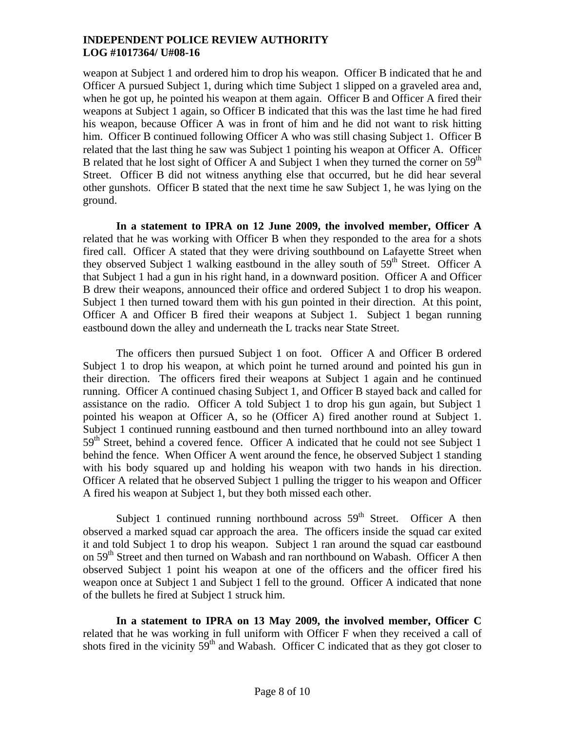weapon at Subject 1 and ordered him to drop his weapon. Officer B indicated that he and Officer A pursued Subject 1, during which time Subject 1 slipped on a graveled area and, when he got up, he pointed his weapon at them again. Officer B and Officer A fired their weapons at Subject 1 again, so Officer B indicated that this was the last time he had fired his weapon, because Officer A was in front of him and he did not want to risk hitting him. Officer B continued following Officer A who was still chasing Subject 1. Officer B related that the last thing he saw was Subject 1 pointing his weapon at Officer A. Officer B related that he lost sight of Officer A and Subject 1 when they turned the corner on 59th Street. Officer B did not witness anything else that occurred, but he did hear several other gunshots. Officer B stated that the next time he saw Subject 1, he was lying on the ground.

**In a statement to IPRA on 12 June 2009, the involved member, Officer A** related that he was working with Officer B when they responded to the area for a shots fired call. Officer A stated that they were driving southbound on Lafayette Street when they observed Subject 1 walking eastbound in the alley south of 59th Street. Officer A that Subject 1 had a gun in his right hand, in a downward position. Officer A and Officer B drew their weapons, announced their office and ordered Subject 1 to drop his weapon. Subject 1 then turned toward them with his gun pointed in their direction. At this point, Officer A and Officer B fired their weapons at Subject 1. Subject 1 began running eastbound down the alley and underneath the L tracks near State Street.

The officers then pursued Subject 1 on foot. Officer A and Officer B ordered Subject 1 to drop his weapon, at which point he turned around and pointed his gun in their direction. The officers fired their weapons at Subject 1 again and he continued running. Officer A continued chasing Subject 1, and Officer B stayed back and called for assistance on the radio. Officer A told Subject 1 to drop his gun again, but Subject 1 pointed his weapon at Officer A, so he (Officer A) fired another round at Subject 1. Subject 1 continued running eastbound and then turned northbound into an alley toward 59th Street, behind a covered fence. Officer A indicated that he could not see Subject 1 behind the fence. When Officer A went around the fence, he observed Subject 1 standing with his body squared up and holding his weapon with two hands in his direction. Officer A related that he observed Subject 1 pulling the trigger to his weapon and Officer A fired his weapon at Subject 1, but they both missed each other.

Subject 1 continued running northbound across 59th Street. Officer A then observed a marked squad car approach the area. The officers inside the squad car exited it and told Subject 1 to drop his weapon. Subject 1 ran around the squad car eastbound on 59th Street and then turned on Wabash and ran northbound on Wabash. Officer A then observed Subject 1 point his weapon at one of the officers and the officer fired his weapon once at Subject 1 and Subject 1 fell to the ground. Officer A indicated that none of the bullets he fired at Subject 1 struck him.

**In a statement to IPRA on 13 May 2009, the involved member, Officer C** related that he was working in full uniform with Officer F when they received a call of shots fired in the vicinity 59th and Wabash. Officer C indicated that as they got closer to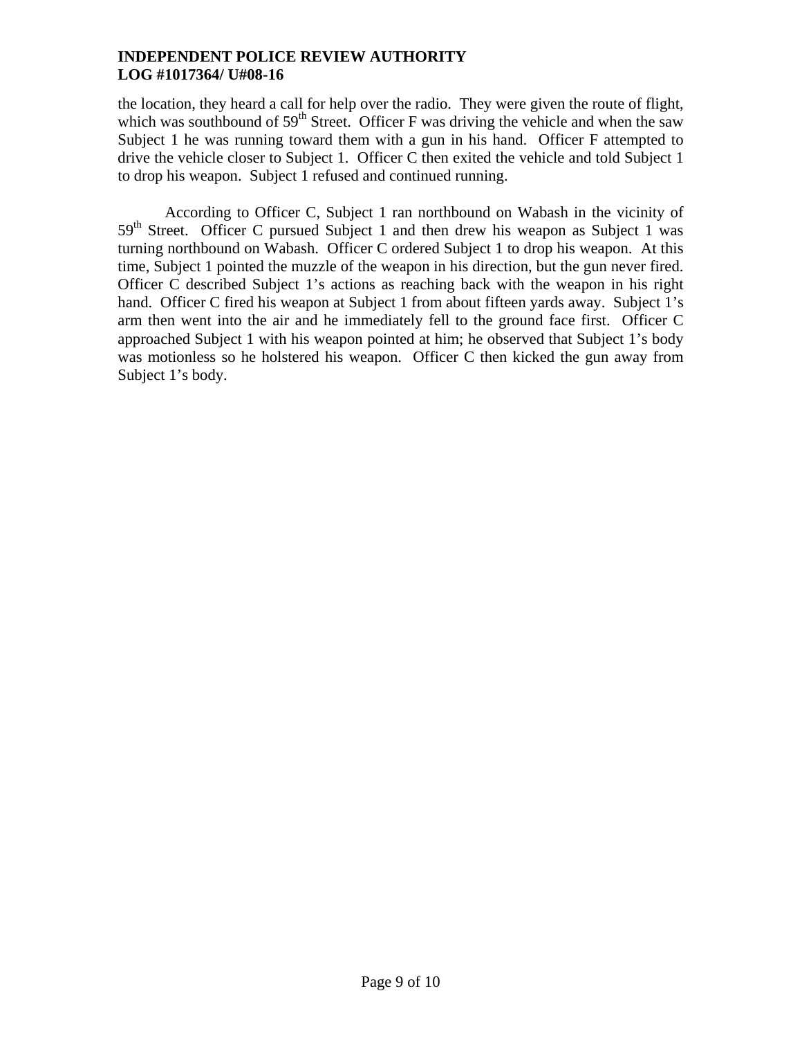the location, they heard a call for help over the radio. They were given the route of flight, which was southbound of 59th Street. Officer F was driving the vehicle and when the saw Subject 1 he was running toward them with a gun in his hand. Officer F attempted to drive the vehicle closer to Subject 1. Officer C then exited the vehicle and told Subject 1 to drop his weapon. Subject 1 refused and continued running.

According to Officer C, Subject 1 ran northbound on Wabash in the vicinity of 59th Street. Officer C pursued Subject 1 and then drew his weapon as Subject 1 was turning northbound on Wabash. Officer C ordered Subject 1 to drop his weapon. At this time, Subject 1 pointed the muzzle of the weapon in his direction, but the gun never fired. Officer C described Subject 1's actions as reaching back with the weapon in his right hand. Officer C fired his weapon at Subject 1 from about fifteen yards away. Subject 1's arm then went into the air and he immediately fell to the ground face first. Officer C approached Subject 1 with his weapon pointed at him; he observed that Subject 1's body was motionless so he holstered his weapon. Officer C then kicked the gun away from Subject 1's body.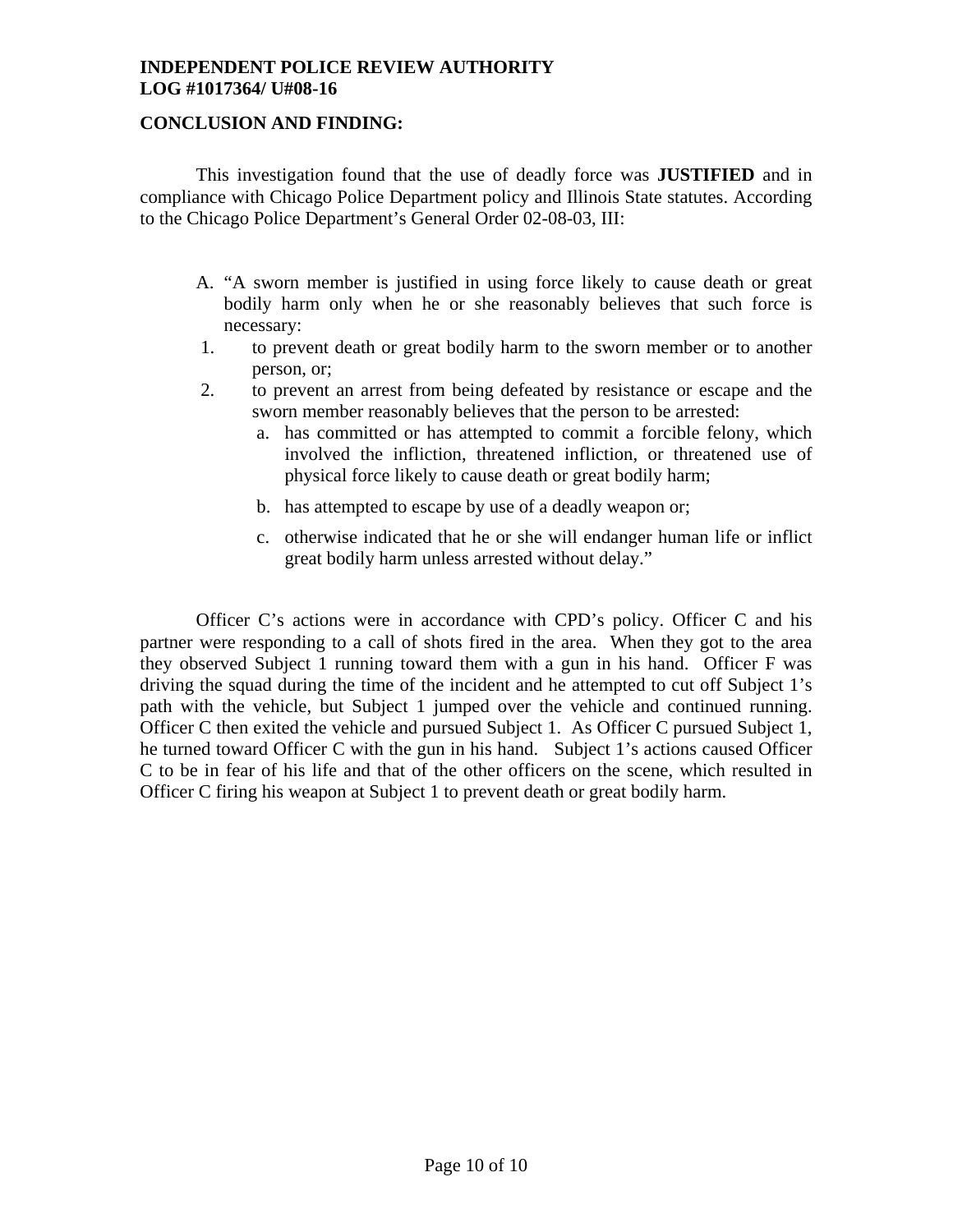**INDEPENDENT POLICE REVIEW AUTHORITY**
**LOG #1017364/ U#08-16**

**CONCLUSION AND FINDING:**

This investigation found that the use of deadly force was **JUSTIFIED** and in compliance with Chicago Police Department policy and Illinois State statutes. According to the Chicago Police Department's General Order 02-08-03, III:

A. "A sworn member is justified in using force likely to cause death or great bodily harm only when he or she reasonably believes that such force is necessary:
  1. to prevent death or great bodily harm to the sworn member or to another person, or;
  2. to prevent an arrest from being defeated by resistance or escape and the sworn member reasonably believes that the person to be arrested:
     a. has committed or has attempted to commit a forcible felony, which involved the infliction, threatened infliction, or threatened use of physical force likely to cause death or great bodily harm;
     b. has attempted to escape by use of a deadly weapon or;
     c. otherwise indicated that he or she will endanger human life or inflict great bodily harm unless arrested without delay."

Officer C's actions were in accordance with CPD's policy. Officer C and his partner were responding to a call of shots fired in the area. When they got to the area they observed Subject 1 running toward them with a gun in his hand. Officer F was driving the squad during the time of the incident and he attempted to cut off Subject 1's path with the vehicle, but Subject 1 jumped over the vehicle and continued running. Officer C then exited the vehicle and pursued Subject 1. As Officer C pursued Subject 1, he turned toward Officer C with the gun in his hand. Subject 1's actions caused Officer C to be in fear of his life and that of the other officers on the scene, which resulted in Officer C firing his weapon at Subject 1 to prevent death or great bodily harm.